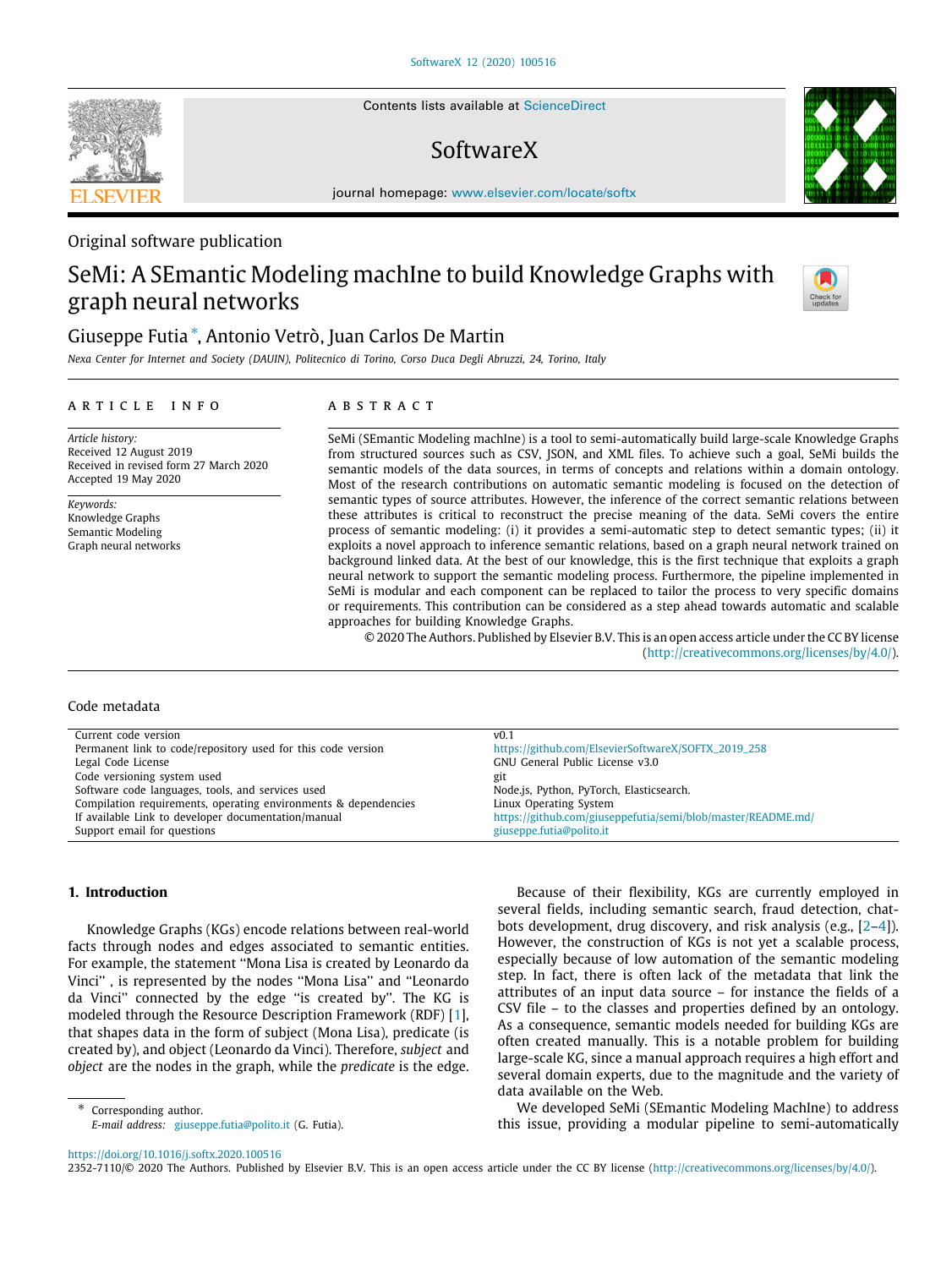Original software publication

# SeMi: A SEmantic Modeling machIne to build Knowledge Graphs with graph neural networks

Giuseppe Futia*, Antonio Vetrò, Juan Carlos De Martin

*Nexa Center for Internet and Society (DAUIN), Politecnico di Torino, Corso Duca Degli Abruzzi, 24, Torino, Italy*

## ARTICLE INFO

*Article history:*
Received 12 August 2019
Received in revised form 27 March 2020
Accepted 19 May 2020

*Keywords:*
Knowledge Graphs
Semantic Modeling
Graph neural networks

## ABSTRACT

SeMi (SEmantic Modeling machIne) is a tool to semi-automatically build large-scale Knowledge Graphs from structured sources such as CSV, JSON, and XML files. To achieve such a goal, SeMi builds the semantic models of the data sources, in terms of concepts and relations within a domain ontology. Most of the research contributions on automatic semantic modeling is focused on the detection of semantic types of source attributes. However, the inference of the correct semantic relations between these attributes is critical to reconstruct the precise meaning of the data. SeMi covers the entire process of semantic modeling: (i) it provides a semi-automatic step to detect semantic types; (ii) it exploits a novel approach to inference semantic relations, based on a graph neural network trained on background linked data. At the best of our knowledge, this is the first technique that exploits a graph neural network to support the semantic modeling process. Furthermore, the pipeline implemented in SeMi is modular and each component can be replaced to tailor the process to very specific domains or requirements. This contribution can be considered as a step ahead towards automatic and scalable approaches for building Knowledge Graphs.

© 2020 The Authors. Published by Elsevier B.V. This is an open access article under the CC BY license (http://creativecommons.org/licenses/by/4.0/).

## Code metadata

| | |
|---|---|
| Current code version | v0.1 |
| Permanent link to code/repository used for this code version | https://github.com/ElsevierSoftwareX/SOFTX_2019_258 |
| Legal Code License | GNU General Public License v3.0 |
| Code versioning system used | git |
| Software code languages, tools, and services used | Node.js, Python, PyTorch, Elasticsearch. |
| Compilation requirements, operating environments & dependencies | Linux Operating System |
| If available Link to developer documentation/manual | https://github.com/giuseppefutia/semi/blob/master/README.md/ |
| Support email for questions | giuseppe.futia@polito.it |

## 1. Introduction

Knowledge Graphs (KGs) encode relations between real-world facts through nodes and edges associated to semantic entities. For example, the statement "Mona Lisa is created by Leonardo da Vinci" , is represented by the nodes "Mona Lisa" and "Leonardo da Vinci" connected by the edge "is created by". The KG is modeled through the Resource Description Framework (RDF) [1], that shapes data in the form of subject (Mona Lisa), predicate (is created by), and object (Leonardo da Vinci). Therefore, *subject* and *object* are the nodes in the graph, while the *predicate* is the edge.

Because of their flexibility, KGs are currently employed in several fields, including semantic search, fraud detection, chat-bots development, drug discovery, and risk analysis (e.g., [2–4]). However, the construction of KGs is not yet a scalable process, especially because of low automation of the semantic modeling step. In fact, there is often lack of the metadata that link the attributes of an input data source – for instance the fields of a CSV file – to the classes and properties defined by an ontology. As a consequence, semantic models needed for building KGs are often created manually. This is a notable problem for building large-scale KG, since a manual approach requires a high effort and several domain experts, due to the magnitude and the variety of data available on the Web.

We developed SeMi (SEmantic Modeling MachIne) to address this issue, providing a modular pipeline to semi-automatically

* Corresponding author.
*E-mail address:* giuseppe.futia@polito.it (G. Futia).

https://doi.org/10.1016/j.softx.2020.100516
2352-7110/© 2020 The Authors. Published by Elsevier B.V. This is an open access article under the CC BY license (http://creativecommons.org/licenses/by/4.0/).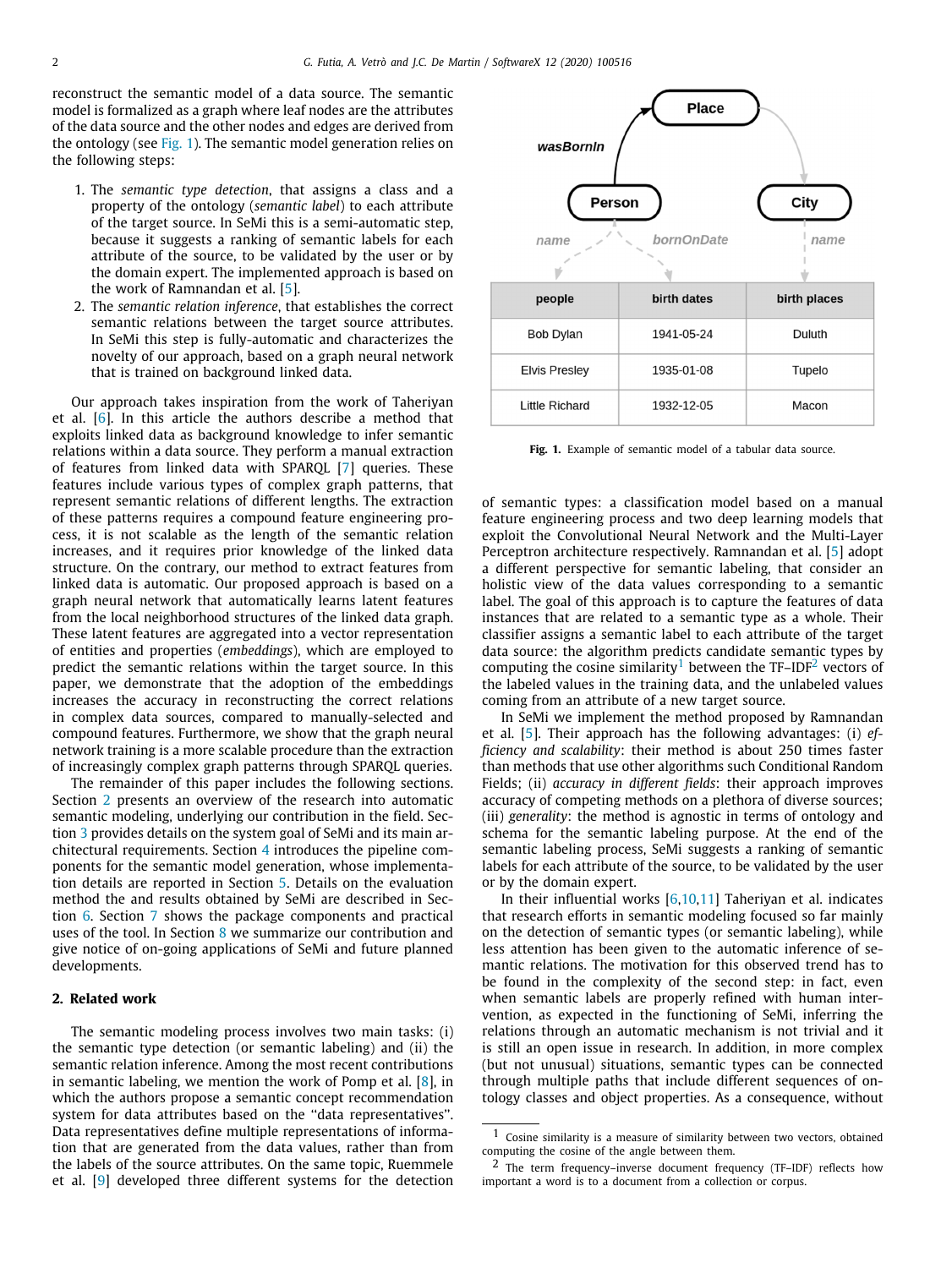reconstruct the semantic model of a data source. The semantic model is formalized as a graph where leaf nodes are the attributes of the data source and the other nodes and edges are derived from the ontology (see Fig. 1). The semantic model generation relies on the following steps:

1. The *semantic type detection*, that assigns a class and a property of the ontology (*semantic label*) to each attribute of the target source. In SeMi this is a semi-automatic step, because it suggests a ranking of semantic labels for each attribute of the source, to be validated by the user or by the domain expert. The implemented approach is based on the work of Ramnandan et al. [5].
2. The *semantic relation inference*, that establishes the correct semantic relations between the target source attributes. In SeMi this step is fully-automatic and characterizes the novelty of our approach, based on a graph neural network that is trained on background linked data.

Our approach takes inspiration from the work of Taheriyan et al. [6]. In this article the authors describe a method that exploits linked data as background knowledge to infer semantic relations within a data source. They perform a manual extraction of features from linked data with SPARQL [7] queries. These features include various types of complex graph patterns, that represent semantic relations of different lengths. The extraction of these patterns requires a compound feature engineering process, it is not scalable as the length of the semantic relation increases, and it requires prior knowledge of the linked data structure. On the contrary, our method to extract features from linked data is automatic. Our proposed approach is based on a graph neural network that automatically learns latent features from the local neighborhood structures of the linked data graph. These latent features are aggregated into a vector representation of entities and properties (*embeddings*), which are employed to predict the semantic relations within the target source. In this paper, we demonstrate that the adoption of the embeddings increases the accuracy in reconstructing the correct relations in complex data sources, compared to manually-selected and compound features. Furthermore, we show that the graph neural network training is a more scalable procedure than the extraction of increasingly complex graph patterns through SPARQL queries.

The remainder of this paper includes the following sections. Section 2 presents an overview of the research into automatic semantic modeling, underlying our contribution in the field. Section 3 provides details on the system goal of SeMi and its main architectural requirements. Section 4 introduces the pipeline components for the semantic model generation, whose implementation details are reported in Section 5. Details on the evaluation method the and results obtained by SeMi are described in Section 6. Section 7 shows the package components and practical uses of the tool. In Section 8 we summarize our contribution and give notice of on-going applications of SeMi and future planned developments.

## 2. Related work

The semantic modeling process involves two main tasks: (i) the semantic type detection (or semantic labeling) and (ii) the semantic relation inference. Among the most recent contributions in semantic labeling, we mention the work of Pomp et al. [8], in which the authors propose a semantic concept recommendation system for data attributes based on the "data representatives". Data representatives define multiple representations of information that are generated from the data values, rather than from the labels of the source attributes. On the same topic, Ruemmele et al. [9] developed three different systems for the detection

| people | birth dates | birth places |
|---|---|---|
| Bob Dylan | 1941-05-24 | Duluth |
| Elvis Presley | 1935-01-08 | Tupelo |
| Little Richard | 1932-12-05 | Macon |

**Fig. 1.** Example of semantic model of a tabular data source.

of semantic types: a classification model based on a manual feature engineering process and two deep learning models that exploit the Convolutional Neural Network and the Multi-Layer Perceptron architecture respectively. Ramnandan et al. [5] adopt a different perspective for semantic labeling, that consider an holistic view of the data values corresponding to a semantic label. The goal of this approach is to capture the features of data instances that are related to a semantic type as a whole. Their classifier assigns a semantic label to each attribute of the target data source: the algorithm predicts candidate semantic types by computing the cosine similarity[1] between the TF–IDF[2] vectors of the labeled values in the training data, and the unlabeled values coming from an attribute of a new target source.

In SeMi we implement the method proposed by Ramnandan et al. [5]. Their approach has the following advantages: (i) *efficiency and scalability*: their method is about 250 times faster than methods that use other algorithms such Conditional Random Fields; (ii) *accuracy in different fields*: their approach improves accuracy of competing methods on a plethora of diverse sources; (iii) *generality*: the method is agnostic in terms of ontology and schema for the semantic labeling purpose. At the end of the semantic labeling process, SeMi suggests a ranking of semantic labels for each attribute of the source, to be validated by the user or by the domain expert.

In their influential works [6,10,11] Taheriyan et al. indicates that research efforts in semantic modeling focused so far mainly on the detection of semantic types (or semantic labeling), while less attention has been given to the automatic inference of semantic relations. The motivation for this observed trend has to be found in the complexity of the second step: in fact, even when semantic labels are properly refined with human intervention, as expected in the functioning of SeMi, inferring the relations through an automatic mechanism is not trivial and it is still an open issue in research. In addition, in more complex (but not unusual) situations, semantic types can be connected through multiple paths that include different sequences of ontology classes and object properties. As a consequence, without

[1] Cosine similarity is a measure of similarity between two vectors, obtained computing the cosine of the angle between them.

[2] The term frequency–inverse document frequency (TF–IDF) reflects how important a word is to a document from a collection or corpus.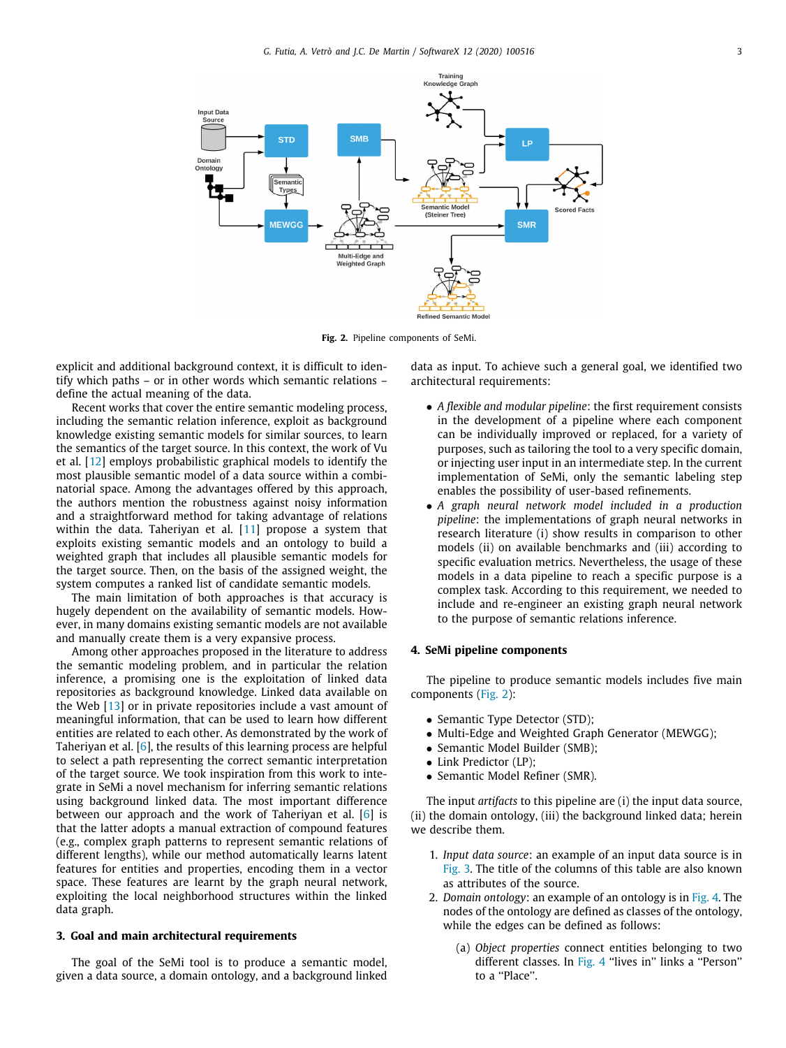Fig. 2. Pipeline components of SeMi.

explicit and additional background context, it is difficult to identify which paths – or in other words which semantic relations – define the actual meaning of the data.

Recent works that cover the entire semantic modeling process, including the semantic relation inference, exploit as background knowledge existing semantic models for similar sources, to learn the semantics of the target source. In this context, the work of Vu et al. [12] employs probabilistic graphical models to identify the most plausible semantic model of a data source within a combinatorial space. Among the advantages offered by this approach, the authors mention the robustness against noisy information and a straightforward method for taking advantage of relations within the data. Taheriyan et al. [11] propose a system that exploits existing semantic models and an ontology to build a weighted graph that includes all plausible semantic models for the target source. Then, on the basis of the assigned weight, the system computes a ranked list of candidate semantic models.

The main limitation of both approaches is that accuracy is hugely dependent on the availability of semantic models. However, in many domains existing semantic models are not available and manually create them is a very expansive process.

Among other approaches proposed in the literature to address the semantic modeling problem, and in particular the relation inference, a promising one is the exploitation of linked data repositories as background knowledge. Linked data available on the Web [13] or in private repositories include a vast amount of meaningful information, that can be used to learn how different entities are related to each other. As demonstrated by the work of Taheriyan et al. [6], the results of this learning process are helpful to select a path representing the correct semantic interpretation of the target source. We took inspiration from this work to integrate in SeMi a novel mechanism for inferring semantic relations using background linked data. The most important difference between our approach and the work of Taheriyan et al. [6] is that the latter adopts a manual extraction of compound features (e.g., complex graph patterns to represent semantic relations of different lengths), while our method automatically learns latent features for entities and properties, encoding them in a vector space. These features are learnt by the graph neural network, exploiting the local neighborhood structures within the linked data graph.

## 3. Goal and main architectural requirements

The goal of the SeMi tool is to produce a semantic model, given a data source, a domain ontology, and a background linked data as input. To achieve such a general goal, we identified two architectural requirements:

- *A flexible and modular pipeline*: the first requirement consists in the development of a pipeline where each component can be individually improved or replaced, for a variety of purposes, such as tailoring the tool to a very specific domain, or injecting user input in an intermediate step. In the current implementation of SeMi, only the semantic labeling step enables the possibility of user-based refinements.
- *A graph neural network model included in a production pipeline*: the implementations of graph neural networks in research literature (i) show results in comparison to other models (ii) on available benchmarks and (iii) according to specific evaluation metrics. Nevertheless, the usage of these models in a data pipeline to reach a specific purpose is a complex task. According to this requirement, we needed to include and re-engineer an existing graph neural network to the purpose of semantic relations inference.

## 4. SeMi pipeline components

The pipeline to produce semantic models includes five main components (Fig. 2):

- Semantic Type Detector (STD);
- Multi-Edge and Weighted Graph Generator (MEWGG);
- Semantic Model Builder (SMB);
- Link Predictor (LP);
- Semantic Model Refiner (SMR).

The input *artifacts* to this pipeline are (i) the input data source, (ii) the domain ontology, (iii) the background linked data; herein we describe them.

1. *Input data source*: an example of an input data source is in Fig. 3. The title of the columns of this table are also known as attributes of the source.
2. *Domain ontology*: an example of an ontology is in Fig. 4. The nodes of the ontology are defined as classes of the ontology, while the edges can be defined as follows:
   (a) *Object properties* connect entities belonging to two different classes. In Fig. 4 "lives in" links a "Person" to a "Place".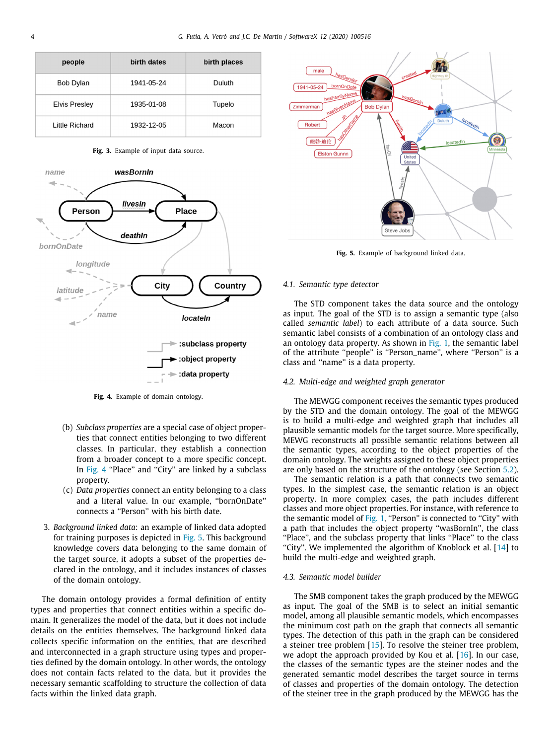| people | birth dates | birth places |
|---|---|---|
| Bob Dylan | 1941-05-24 | Duluth |
| Elvis Presley | 1935-01-08 | Tupelo |
| Little Richard | 1932-12-05 | Macon |

**Fig. 3.** Example of input data source.

**Fig. 4.** Example of domain ontology.

(b) *Subclass properties* are a special case of object properties that connect entities belonging to two different classes. In particular, they establish a connection from a broader concept to a more specific concept. In Fig. 4 "Place" and "City" are linked by a subclass property.

(c) *Data properties* connect an entity belonging to a class and a literal value. In our example, "bornOnDate" connects a "Person" with his birth date.

3. *Background linked data*: an example of linked data adopted for training purposes is depicted in Fig. 5. This background knowledge covers data belonging to the same domain of the target source, it adopts a subset of the properties declared in the ontology, and it includes instances of classes of the domain ontology.

The domain ontology provides a formal definition of entity types and properties that connect entities within a specific domain. It generalizes the model of the data, but it does not include details on the entities themselves. The background linked data collects specific information on the entities, that are described and interconnected in a graph structure using types and properties defined by the domain ontology. In other words, the ontology does not contain facts related to the data, but it provides the necessary semantic scaffolding to structure the collection of data facts within the linked data graph.

**Fig. 5.** Example of background linked data.

### 4.1. Semantic type detector

The STD component takes the data source and the ontology as input. The goal of the STD is to assign a semantic type (also called *semantic label*) to each attribute of a data source. Such semantic label consists of a combination of an ontology class and an ontology data property. As shown in Fig. 1, the semantic label of the attribute "people" is "Person_name", where "Person" is a class and "name" is a data property.

### 4.2. Multi-edge and weighted graph generator

The MEWGG component receives the semantic types produced by the STD and the domain ontology. The goal of the MEWGG is to build a multi-edge and weighted graph that includes all plausible semantic models for the target source. More specifically, MEWG reconstructs all possible semantic relations between all the semantic types, according to the object properties of the domain ontology. The weights assigned to these object properties are only based on the structure of the ontology (see Section 5.2).

The semantic relation is a path that connects two semantic types. In the simplest case, the semantic relation is an object property. In more complex cases, the path includes different classes and more object properties. For instance, with reference to the semantic model of Fig. 1, "Person" is connected to "City" with a path that includes the object property "wasBornIn", the class "Place", and the subclass property that links "Place" to the class "City". We implemented the algorithm of Knoblock et al. [14] to build the multi-edge and weighted graph.

### 4.3. Semantic model builder

The SMB component takes the graph produced by the MEWGG as input. The goal of the SMB is to select an initial semantic model, among all plausible semantic models, which encompasses the minimum cost path on the graph that connects all semantic types. The detection of this path in the graph can be considered a steiner tree problem [15]. To resolve the steiner tree problem, we applied the approach provided by Kou et al. [16]. In our case, the classes of the semantic types are the steiner nodes and the generated semantic model describes the target source in terms of classes and properties of the domain ontology. The detection of the steiner tree in the graph produced by the MEWGG has the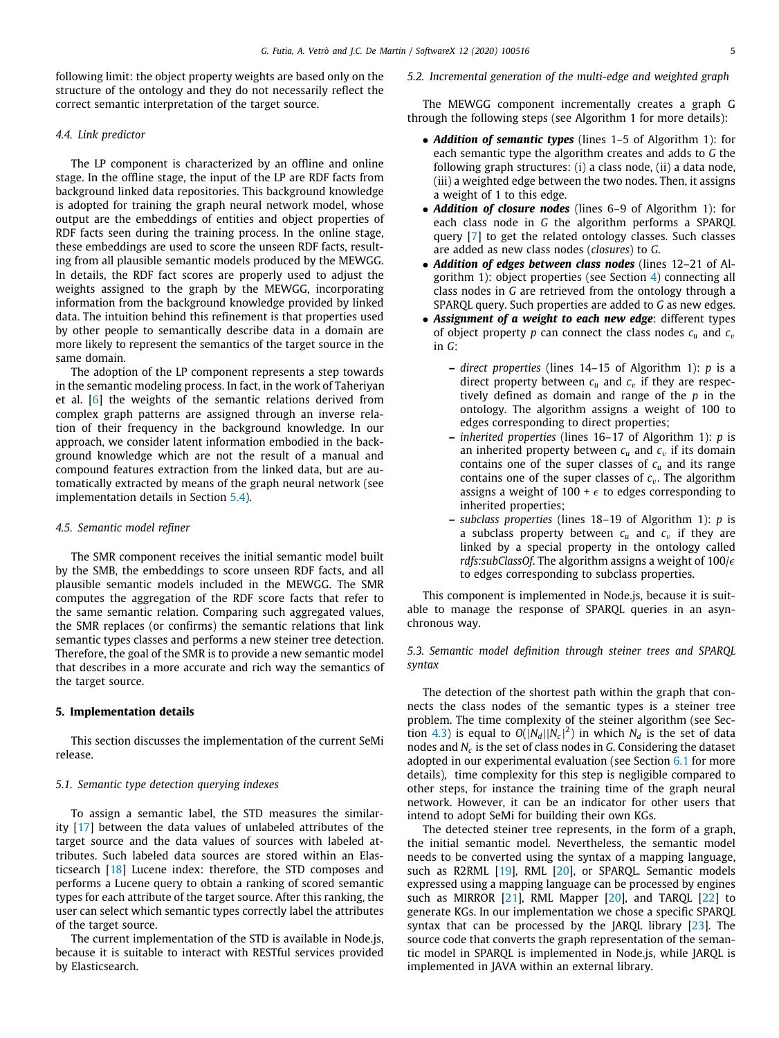following limit: the object property weights are based only on the structure of the ontology and they do not necessarily reflect the correct semantic interpretation of the target source.

### 4.4. Link predictor

The LP component is characterized by an offline and online stage. In the offline stage, the input of the LP are RDF facts from background linked data repositories. This background knowledge is adopted for training the graph neural network model, whose output are the embeddings of entities and object properties of RDF facts seen during the training process. In the online stage, these embeddings are used to score the unseen RDF facts, resulting from all plausible semantic models produced by the MEWGG. In details, the RDF fact scores are properly used to adjust the weights assigned to the graph by the MEWGG, incorporating information from the background knowledge provided by linked data. The intuition behind this refinement is that properties used by other people to semantically describe data in a domain are more likely to represent the semantics of the target source in the same domain.

The adoption of the LP component represents a step towards in the semantic modeling process. In fact, in the work of Taheriyan et al. [6] the weights of the semantic relations derived from complex graph patterns are assigned through an inverse relation of their frequency in the background knowledge. In our approach, we consider latent information embodied in the background knowledge which are not the result of a manual and compound features extraction from the linked data, but are automatically extracted by means of the graph neural network (see implementation details in Section 5.4).

### 4.5. Semantic model refiner

The SMR component receives the initial semantic model built by the SMB, the embeddings to score unseen RDF facts, and all plausible semantic models included in the MEWGG. The SMR computes the aggregation of the RDF score facts that refer to the same semantic relation. Comparing such aggregated values, the SMR replaces (or confirms) the semantic relations that link semantic types classes and performs a new steiner tree detection. Therefore, the goal of the SMR is to provide a new semantic model that describes in a more accurate and rich way the semantics of the target source.

## 5. Implementation details

This section discusses the implementation of the current SeMi release.

### 5.1. Semantic type detection querying indexes

To assign a semantic label, the STD measures the similarity [17] between the data values of unlabeled attributes of the target source and the data values of sources with labeled attributes. Such labeled data sources are stored within an Elasticsearch [18] Lucene index: therefore, the STD composes and performs a Lucene query to obtain a ranking of scored semantic types for each attribute of the target source. After this ranking, the user can select which semantic types correctly label the attributes of the target source.

The current implementation of the STD is available in Node.js, because it is suitable to interact with RESTful services provided by Elasticsearch.

### 5.2. Incremental generation of the multi-edge and weighted graph

The MEWGG component incrementally creates a graph G through the following steps (see Algorithm 1 for more details):

- ***Addition of semantic types*** (lines 1–5 of Algorithm 1): for each semantic type the algorithm creates and adds to *G* the following graph structures: (i) a class node, (ii) a data node, (iii) a weighted edge between the two nodes. Then, it assigns a weight of 1 to this edge.
- ***Addition of closure nodes*** (lines 6–9 of Algorithm 1): for each class node in *G* the algorithm performs a SPARQL query [7] to get the related ontology classes. Such classes are added as new class nodes (*closures*) to *G*.
- ***Addition of edges between class nodes*** (lines 12–21 of Algorithm 1): object properties (see Section 4) connecting all class nodes in *G* are retrieved from the ontology through a SPARQL query. Such properties are added to *G* as new edges.
- ***Assignment of a weight to each new edge***: different types of object property $p$ can connect the class nodes $c_u$ and $c_v$ in *G*:
  - *direct properties* (lines 14–15 of Algorithm 1): $p$ is a direct property between $c_u$ and $c_v$ if they are respectively defined as domain and range of the $p$ in the ontology. The algorithm assigns a weight of 100 to edges corresponding to direct properties;
  - *inherited properties* (lines 16–17 of Algorithm 1): $p$ is an inherited property between $c_u$ and $c_v$ if its domain contains one of the super classes of $c_u$ and its range contains one of the super classes of $c_v$. The algorithm assigns a weight of $100 + \epsilon$ to edges corresponding to inherited properties;
  - *subclass properties* (lines 18–19 of Algorithm 1): $p$ is a subclass property between $c_u$ and $c_v$ if they are linked by a special property in the ontology called *rdfs:subClassOf*. The algorithm assigns a weight of $100/\epsilon$ to edges corresponding to subclass properties.

This component is implemented in Node.js, because it is suitable to manage the response of SPARQL queries in an asynchronous way.

### 5.3. Semantic model definition through steiner trees and SPARQL syntax

The detection of the shortest path within the graph that connects the class nodes of the semantic types is a steiner tree problem. The time complexity of the steiner algorithm (see Section 4.3) is equal to $O(|N_d||N_c|^2)$ in which $N_d$ is the set of data nodes and $N_c$ is the set of class nodes in *G*. Considering the dataset adopted in our experimental evaluation (see Section 6.1 for more details), time complexity for this step is negligible compared to other steps, for instance the training time of the graph neural network. However, it can be an indicator for other users that intend to adopt SeMi for building their own KGs.

The detected steiner tree represents, in the form of a graph, the initial semantic model. Nevertheless, the semantic model needs to be converted using the syntax of a mapping language, such as R2RML [19], RML [20], or SPARQL. Semantic models expressed using a mapping language can be processed by engines such as MIRROR [21], RML Mapper [20], and TARQL [22] to generate KGs. In our implementation we chose a specific SPARQL syntax that can be processed by the JARQL library [23]. The source code that converts the graph representation of the semantic model in SPARQL is implemented in Node.js, while JARQL is implemented in JAVA within an external library.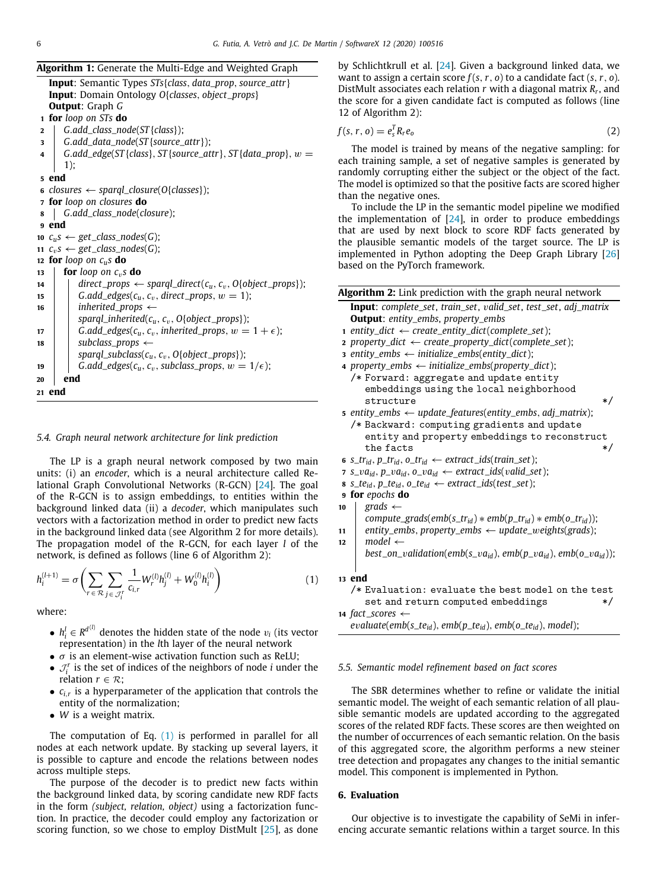**Algorithm 1:** Generate the Multi-Edge and Weighted Graph

```
Input: Semantic Types STs{class, data_prop, source_attr}
Input: Domain Ontology O{classes, object_props}
Output: Graph G
1  for loop on STs do
2      G.add_class_node(ST{class});
3      G.add_data_node(ST{source_attr});
4      G.add_edge(ST{class}, ST{source_attr}, ST{data_prop}, w = 1);
5  end
6  closures ← sparql_closure(O{classes});
7  for loop on closures do
8      G.add_class_node(closure);
9  end
10 c_u s ← get_class_nodes(G);
11 c_v s ← get_class_nodes(G);
12 for loop on c_u s do
13     for loop on c_v s do
14         direct_props ← sparql_direct(c_u, c_v, O{object_props});
15         G.add_edges(c_u, c_v, direct_props, w = 1);
16         inherited_props ←
               sparql_inherited(c_u, c_v, O{object_props});
17         G.add_edges(c_u, c_v, inherited_props, w = 1 + ϵ);
18         subclass_props ←
               sparql_subclass(c_u, c_v, O{object_props});
19         G.add_edges(c_u, c_v, subclass_props, w = 1/ϵ);
20     end
21 end
```

### 5.4. Graph neural network architecture for link prediction

The LP is a graph neural network composed by two main units: (i) an *encoder*, which is a neural architecture called Relational Graph Convolutional Networks (R-GCN) [24]. The goal of the R-GCN is to assign embeddings, to entities within the background linked data (ii) a *decoder*, which manipulates such vectors with a factorization method in order to predict new facts in the background linked data (see Algorithm 2 for more details). The propagation model of the R-GCN, for each layer $l$ of the network, is defined as follows (line 6 of Algorithm 2):

$$h_i^{(l+1)} = \sigma\left(\sum_{r\in\mathcal{R}}\sum_{j\in\mathcal{J}_i^r}\frac{1}{c_{i,r}}W_r^{(l)}h_j^{(l)} + W_0^{(l)}h_i^{(l)}\right) \tag{1}$$

where:

- $h_i^l \in R^{d^{(l)}}$ denotes the hidden state of the node $v_i$ (its vector representation) in the $l$th layer of the neural network
- $\sigma$ is an element-wise activation function such as ReLU;
- $\mathcal{J}_i^r$ is the set of indices of the neighbors of node $i$ under the relation $r \in \mathcal{R}$;
- $c_{i,r}$ is a hyperparameter of the application that controls the entity of the normalization;
- $W$ is a weight matrix.

The computation of Eq. (1) is performed in parallel for all nodes at each network update. By stacking up several layers, it is possible to capture and encode the relations between nodes across multiple steps.

The purpose of the decoder is to predict new facts within the background linked data, by scoring candidate new RDF facts in the form *(subject, relation, object)* using a factorization function. In practice, the decoder could employ any factorization or scoring function, so we chose to employ DistMult [25], as done by Schlichtkrull et al. [24]. Given a background linked data, we want to assign a certain score $f(s, r, o)$ to a candidate fact $(s, r, o)$. DistMult associates each relation $r$ with a diagonal matrix $R_r$, and the score for a given candidate fact is computed as follows (line 12 of Algorithm 2):

$$f(s, r, o) = e_s^T R_r e_o \tag{2}$$

The model is trained by means of the negative sampling: for each training sample, a set of negative samples is generated by randomly corrupting either the subject or the object of the fact. The model is optimized so that the positive facts are scored higher than the negative ones.

To include the LP in the semantic model pipeline we modified the implementation of [24], in order to produce embeddings that are used by next block to score RDF facts generated by the plausible semantic models of the target source. The LP is implemented in Python adopting the Deep Graph Library [26] based on the PyTorch framework.

**Algorithm 2:** Link prediction with the graph neural network

```
Input: complete_set, train_set, valid_set, test_set, adj_matrix
Output: entity_embs, property_embs
1  entity_dict ← create_entity_dict(complete_set);
2  property_dict ← create_property_dict(complete_set);
3  entity_embs ← initialize_embs(entity_dict);
4  property_embs ← initialize_embs(property_dict);
   /* Forward: aggregate and update entity
      embeddings using the local neighborhood
      structure                                   */
5  entity_embs ← update_features(entity_embs, adj_matrix);
   /* Backward: computing gradients and update
      entity and property embeddings to reconstruct
      the facts                                   */
6  s_tr_id, p_tr_id, o_tr_id ← extract_ids(train_set);
7  s_va_id, p_va_id, o_va_id ← extract_ids(valid_set);
8  s_te_id, p_te_id, o_te_id ← extract_ids(test_set);
9  for epochs do
10     grads ←
           compute_grads(emb(s_tr_id) * emb(p_tr_id) * emb(o_tr_id));
11     entity_embs, property_embs ← update_weights(grads);
12     model ←
           best_on_validation(emb(s_va_id), emb(p_va_id), emb(o_va_id));
13 end
   /* Evaluation: evaluate the best model on the test
      set and return computed embeddings          */
14 fact_scores ←
       evaluate(emb(s_te_id), emb(p_te_id), emb(o_te_id), model);
```

### 5.5. Semantic model refinement based on fact scores

The SBR determines whether to refine or validate the initial semantic model. The weight of each semantic relation of all plausible semantic models are updated according to the aggregated scores of the related RDF facts. These scores are then weighted on the number of occurrences of each semantic relation. On the basis of this aggregated score, the algorithm performs a new steiner tree detection and propagates any changes to the initial semantic model. This component is implemented in Python.

## 6. Evaluation

Our objective is to investigate the capability of SeMi in inferencing accurate semantic relations within a target source. In this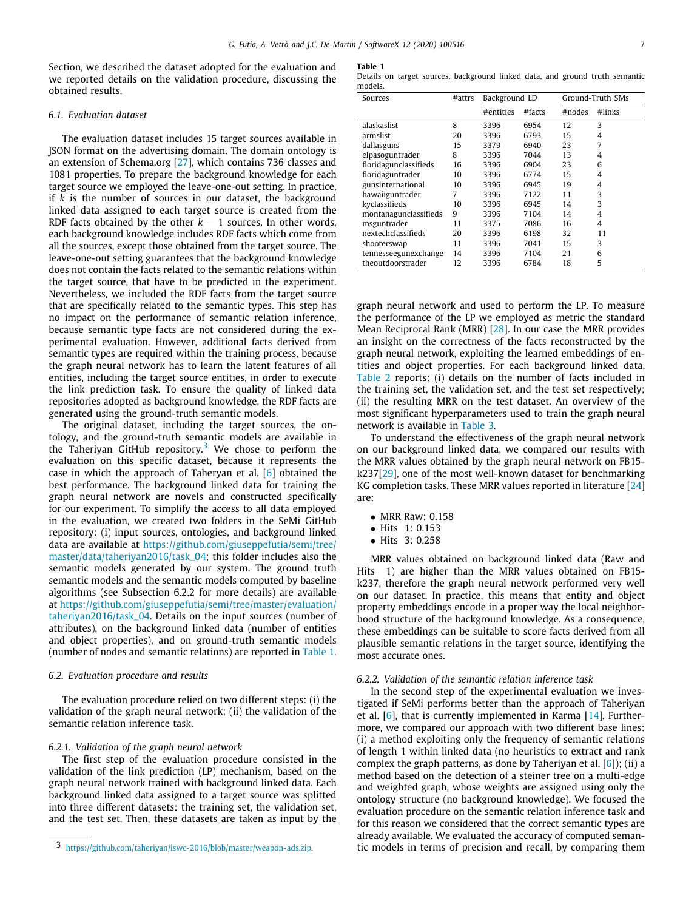Section, we described the dataset adopted for the evaluation and we reported details on the validation procedure, discussing the obtained results.

### 6.1. Evaluation dataset

The evaluation dataset includes 15 target sources available in JSON format on the advertising domain. The domain ontology is an extension of Schema.org [27], which contains 736 classes and 1081 properties. To prepare the background knowledge for each target source we employed the leave-one-out setting. In practice, if $k$ is the number of sources in our dataset, the background linked data assigned to each target source is created from the RDF facts obtained by the other $k-1$ sources. In other words, each background knowledge includes RDF facts which come from all the sources, except those obtained from the target source. The leave-one-out setting guarantees that the background knowledge does not contain the facts related to the semantic relations within the target source, that have to be predicted in the experiment. Nevertheless, we included the RDF facts from the target source that are specifically related to the semantic types. This step has no impact on the performance of semantic relation inference, because semantic type facts are not considered during the experimental evaluation. However, additional facts derived from semantic types are required within the training process, because the graph neural network has to learn the latent features of all entities, including the target source entities, in order to execute the link prediction task. To ensure the quality of linked data repositories adopted as background knowledge, the RDF facts are generated using the ground-truth semantic models.

The original dataset, including the target sources, the ontology, and the ground-truth semantic models are available in the Taheriyan GitHub repository.[3] We chose to perform the evaluation on this specific dataset, because it represents the case in which the approach of Taheryan et al. [6] obtained the best performance. The background linked data for training the graph neural network are novels and constructed specifically for our experiment. To simplify the access to all data employed in the evaluation, we created two folders in the SeMi GitHub repository: (i) input sources, ontologies, and background linked data are available at https://github.com/giuseppefutia/semi/tree/master/data/taheriyan2016/task_04; this folder includes also the semantic models generated by our system. The ground truth semantic models and the semantic models computed by baseline algorithms (see Subsection 6.2.2 for more details) are available at https://github.com/giuseppefutia/semi/tree/master/evaluation/taheriyan2016/task_04. Details on the input sources (number of attributes), on the background linked data (number of entities and object properties), and on ground-truth semantic models (number of nodes and semantic relations) are reported in Table 1.

**Table 1**
Details on target sources, background linked data, and ground truth semantic models.

| Sources | #attrs | Background LD | | Ground-Truth SMs | |
|---|---|---|---|---|---|
| | | #entities | #facts | #nodes | #links |
| alaskaslist | 8 | 3396 | 6954 | 12 | 3 |
| armslist | 20 | 3396 | 6793 | 15 | 4 |
| dallasguns | 15 | 3379 | 6940 | 23 | 7 |
| elpasoguntrader | 8 | 3396 | 7044 | 13 | 4 |
| floridagunclassifieds | 16 | 3396 | 6904 | 23 | 6 |
| floridaguntrader | 10 | 3396 | 6774 | 15 | 4 |
| gunsinternational | 10 | 3396 | 6945 | 19 | 4 |
| hawaiiguntrader | 7 | 3396 | 7122 | 11 | 3 |
| kyclassifieds | 10 | 3396 | 6945 | 14 | 3 |
| montanagunclassifieds | 9 | 3396 | 7104 | 14 | 4 |
| msguntrader | 11 | 3375 | 7086 | 16 | 4 |
| nextechclassifieds | 20 | 3396 | 6198 | 32 | 11 |
| shooterswap | 11 | 3396 | 7041 | 15 | 3 |
| tennesseegunexchange | 14 | 3396 | 7104 | 21 | 6 |
| theoutdoortrader | 12 | 3396 | 6784 | 18 | 5 |

### 6.2. Evaluation procedure and results

The evaluation procedure relied on two different steps: (i) the validation of the graph neural network; (ii) the validation of the semantic relation inference task.

#### 6.2.1. Validation of the graph neural network

The first step of the evaluation procedure consisted in the validation of the link prediction (LP) mechanism, based on the graph neural network trained with background linked data. Each background linked data assigned to a target source was splitted into three different datasets: the training set, the validation set, and the test set. Then, these datasets are taken as input by the graph neural network and used to perform the LP. To measure the performance of the LP we employed as metric the standard Mean Reciprocal Rank (MRR) [28]. In our case the MRR provides an insight on the correctness of the facts reconstructed by the graph neural network, exploiting the learned embeddings of entities and object properties. For each background linked data, Table 2 reports: (i) details on the number of facts included in the training set, the validation set, and the test set respectively; (ii) the resulting MRR on the test dataset. An overview of the most significant hyperparameters used to train the graph neural network is available in Table 3.

To understand the effectiveness of the graph neural network on our background linked data, we compared our results with the MRR values obtained by the graph neural network on FB15-k237[29], one of the most well-known dataset for benchmarking KG completion tasks. These MRR values reported in literature [24] are:

- MRR Raw: 0.158
- Hits 1: 0.153
- Hits 3: 0.258

MRR values obtained on background linked data (Raw and Hits 1) are higher than the MRR values obtained on FB15-k237, therefore the graph neural network performed very well on our dataset. In practice, this means that entity and object property embeddings encode in a proper way the local neighborhood structure of the background knowledge. As a consequence, these embeddings can be suitable to score facts derived from all plausible semantic relations in the target source, identifying the most accurate ones.

#### 6.2.2. Validation of the semantic relation inference task

In the second step of the experimental evaluation we investigated if SeMi performs better than the approach of Taheriyan et al. [6], that is currently implemented in Karma [14]. Furthermore, we compared our approach with two different base lines: (i) a method exploiting only the frequency of semantic relations of length 1 within linked data (no heuristics to extract and rank complex the graph patterns, as done by Taheriyan et al. [6]); (ii) a method based on the detection of a steiner tree on a multi-edge and weighted graph, whose weights are assigned using only the ontology structure (no background knowledge). We focused the evaluation procedure on the semantic relation inference task and for this reason we considered that the correct semantic types are already available. We evaluated the accuracy of computed semantic models in terms of precision and recall, by comparing them

[3] https://github.com/taheriyan/iswc-2016/blob/master/weapon-ads.zip.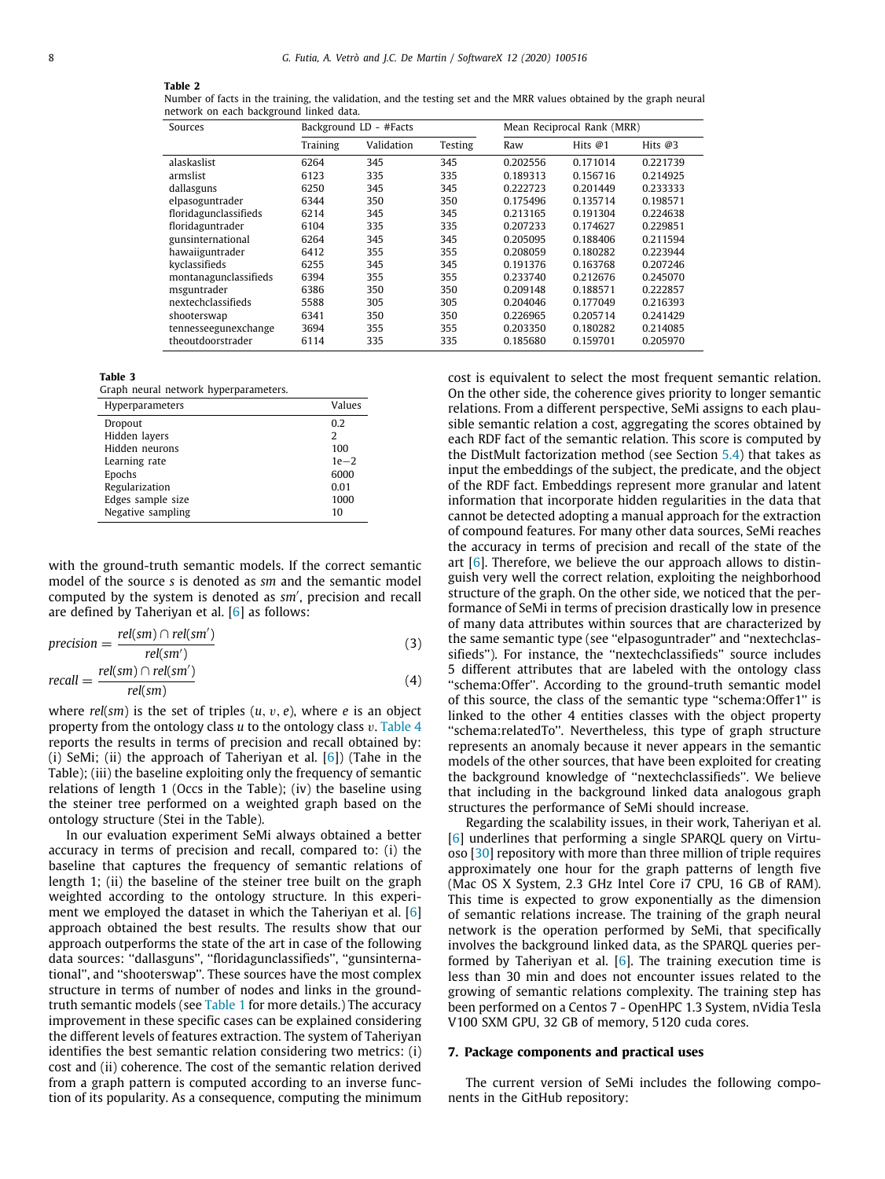**Table 2**
Number of facts in the training, the validation, and the testing set and the MRR values obtained by the graph neural network on each background linked data.

| Sources | Background LD - #Facts | | | Mean Reciprocal Rank (MRR) | | |
|---|---|---|---|---|---|---|
| | Training | Validation | Testing | Raw | Hits @1 | Hits @3 |
| alaskaslist | 6264 | 345 | 345 | 0.202556 | 0.171014 | 0.221739 |
| armslist | 6123 | 335 | 335 | 0.189313 | 0.156716 | 0.214925 |
| dallasguns | 6250 | 345 | 345 | 0.222723 | 0.201449 | 0.233333 |
| elpasoguntrader | 6344 | 350 | 350 | 0.175496 | 0.135714 | 0.198571 |
| floridagunclassifieds | 6214 | 345 | 345 | 0.213165 | 0.191304 | 0.224638 |
| floridaguntrader | 6104 | 335 | 335 | 0.207233 | 0.174627 | 0.229851 |
| gunsinternational | 6264 | 345 | 345 | 0.205095 | 0.188406 | 0.211594 |
| hawaiiguntrader | 6412 | 355 | 355 | 0.208059 | 0.180282 | 0.223944 |
| kyclassifieds | 6255 | 345 | 345 | 0.191376 | 0.163768 | 0.207246 |
| montanagunclassifieds | 6394 | 355 | 355 | 0.233740 | 0.212676 | 0.245070 |
| msguntrader | 6386 | 350 | 350 | 0.209148 | 0.188571 | 0.222857 |
| nextechclassifieds | 5588 | 305 | 305 | 0.204046 | 0.177049 | 0.216393 |
| shooterswap | 6341 | 350 | 350 | 0.226965 | 0.205714 | 0.241429 |
| tennesseegunexchange | 3694 | 355 | 355 | 0.203350 | 0.180282 | 0.214085 |
| theoutdoorstrader | 6114 | 335 | 335 | 0.185680 | 0.159701 | 0.205970 |

**Table 3**
Graph neural network hyperparameters.

| Hyperparameters | Values |
|---|---|
| Dropout | 0.2 |
| Hidden layers | 2 |
| Hidden neurons | 100 |
| Learning rate | 1e−2 |
| Epochs | 6000 |
| Regularization | 0.01 |
| Edges sample size | 1000 |
| Negative sampling | 10 |

with the ground-truth semantic models. If the correct semantic model of the source *s* is denoted as *sm* and the semantic model computed by the system is denoted as *sm*′, precision and recall are defined by Taheriyan et al. [6] as follows:

$$precision = \frac{rel(sm) \cap rel(sm')}{rel(sm')} \tag{3}$$

$$recall = \frac{rel(sm) \cap rel(sm')}{rel(sm)} \tag{4}$$

where $rel(sm)$ is the set of triples $(u, v, e)$, where $e$ is an object property from the ontology class $u$ to the ontology class $v$. Table 4 reports the results in terms of precision and recall obtained by: (i) SeMi; (ii) the approach of Taheriyan et al. [6]) (Tahe in the Table); (iii) the baseline exploiting only the frequency of semantic relations of length 1 (Occs in the Table); (iv) the baseline using the steiner tree performed on a weighted graph based on the ontology structure (Stei in the Table).

In our evaluation experiment SeMi always obtained a better accuracy in terms of precision and recall, compared to: (i) the baseline that captures the frequency of semantic relations of length 1; (ii) the baseline of the steiner tree built on the graph weighted according to the ontology structure. In this experiment we employed the dataset in which the Taheriyan et al. [6] approach obtained the best results. The results show that our approach outperforms the state of the art in case of the following data sources: ''dallasguns'', ''floridagunclassifieds'', ''gunsinternational'', and ''shooterswap''. These sources have the most complex structure in terms of number of nodes and links in the ground-truth semantic models (see Table 1 for more details.) The accuracy improvement in these specific cases can be explained considering the different levels of features extraction. The system of Taheriyan identifies the best semantic relation considering two metrics: (i) cost and (ii) coherence. The cost of the semantic relation derived from a graph pattern is computed according to an inverse function of its popularity. As a consequence, computing the minimum cost is equivalent to select the most frequent semantic relation. On the other side, the coherence gives priority to longer semantic relations. From a different perspective, SeMi assigns to each plausible semantic relation a cost, aggregating the scores obtained by each RDF fact of the semantic relation. This score is computed by the DistMult factorization method (see Section 5.4) that takes as input the embeddings of the subject, the predicate, and the object of the RDF fact. Embeddings represent more granular and latent information that incorporate hidden regularities in the data that cannot be detected adopting a manual approach for the extraction of compound features. For many other data sources, SeMi reaches the accuracy in terms of precision and recall of the state of the art [6]. Therefore, we believe the our approach allows to distinguish very well the correct relation, exploiting the neighborhood structure of the graph. On the other side, we noticed that the performance of SeMi in terms of precision drastically low in presence of many data attributes within sources that are characterized by the same semantic type (see ''elpasoguntrader'' and ''nextechclassifieds''). For instance, the ''nextechclassifieds'' source includes 5 different attributes that are labeled with the ontology class ''schema:Offer''. According to the ground-truth semantic model of this source, the class of the semantic type ''schema:Offer1'' is linked to the other 4 entities classes with the object property ''schema:relatedTo''. Nevertheless, this type of graph structure represents an anomaly because it never appears in the semantic models of the other sources, that have been exploited for creating the background knowledge of ''nextechclassifieds''. We believe that including in the background linked data analogous graph structures the performance of SeMi should increase.

Regarding the scalability issues, in their work, Taheriyan et al. [6] underlines that performing a single SPARQL query on Virtuoso [30] repository with more than three million of triple requires approximately one hour for the graph patterns of length five (Mac OS X System, 2.3 GHz Intel Core i7 CPU, 16 GB of RAM). This time is expected to grow exponentially as the dimension of semantic relations increase. The training of the graph neural network is the operation performed by SeMi, that specifically involves the background linked data, as the SPARQL queries performed by Taheriyan et al. [6]. The training execution time is less than 30 min and does not encounter issues related to the growing of semantic relations complexity. The training step has been performed on a Centos 7 - OpenHPC 1.3 System, nVidia Tesla V100 SXM GPU, 32 GB of memory, 5120 cuda cores.

## 7. Package components and practical uses

The current version of SeMi includes the following components in the GitHub repository: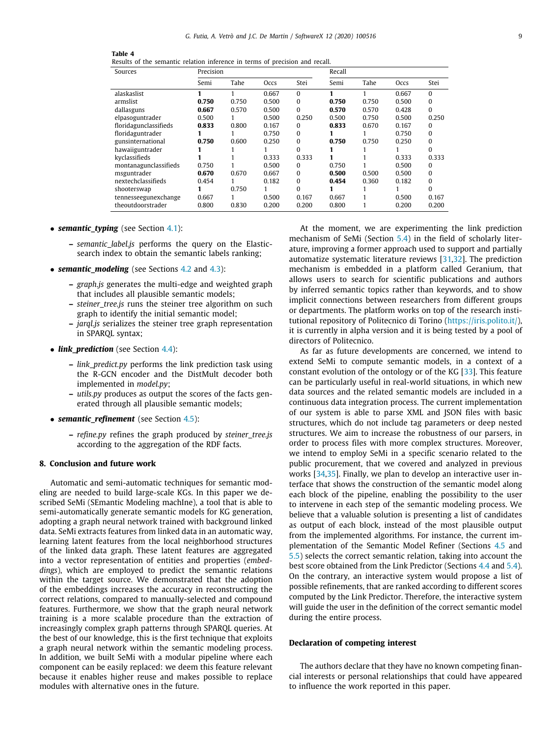**Table 4**
Results of the semantic relation inference in terms of precision and recall.

| Sources | Precision | | | | Recall | | | |
|---|---|---|---|---|---|---|---|---|
| | Semi | Tahe | Occs | Stei | Semi | Tahe | Occs | Stei |
| alaskaslist | **1** | 1 | 0.667 | 0 | **1** | 1 | 0.667 | 0 |
| armslist | **0.750** | 0.750 | 0.500 | 0 | **0.750** | 0.750 | 0.500 | 0 |
| dallasguns | **0.667** | 0.570 | 0.500 | 0 | **0.570** | 0.570 | 0.428 | 0 |
| elpasoguntrader | 0.500 | 1 | 0.500 | 0.250 | 0.500 | 0.750 | 0.500 | 0.250 |
| floridagunclassifieds | **0.833** | 0.800 | 0.167 | 0 | **0.833** | 0.670 | 0.167 | 0 |
| floridaguntrader | **1** | 1 | 0.750 | 0 | **1** | 1 | 0.750 | 0 |
| gunsinternational | **0.750** | 0.600 | 0.250 | 0 | **0.750** | 0.750 | 0.250 | 0 |
| hawaiiguntrader | **1** | 1 | 1 | 0 | **1** | 1 | 1 | 0 |
| kyclassifieds | **1** | 1 | 0.333 | 0.333 | **1** | 1 | 0.333 | 0.333 |
| montanagunclassifieds | 0.750 | 1 | 0.500 | 0 | 0.750 | 1 | 0.500 | 0 |
| msguntrader | **0.670** | 0.670 | 0.667 | 0 | **0.500** | 0.500 | 0.500 | 0 |
| nextechclassifieds | 0.454 | 1 | 0.182 | 0 | **0.454** | 0.360 | 0.182 | 0 |
| shooterswap | **1** | 0.750 | 1 | 0 | **1** | 1 | 1 | 0 |
| tennesseegunexchange | 0.667 | 1 | 0.500 | 0.167 | 0.667 | 1 | 0.500 | 0.167 |
| theoutdoortrader | 0.800 | 0.830 | 0.200 | 0.200 | 0.800 | 1 | 0.200 | 0.200 |

- ***semantic_typing*** (see Section 4.1):
  - *semantic_label.js* performs the query on the Elasticsearch index to obtain the semantic labels ranking;
- ***semantic_modeling*** (see Sections 4.2 and 4.3):
  - *graph.js* generates the multi-edge and weighted graph that includes all plausible semantic models;
  - *steiner_tree.js* runs the steiner tree algorithm on such graph to identify the initial semantic model;
  - *jarql.js* serializes the steiner tree graph representation in SPARQL syntax;
- ***link_prediction*** (see Section 4.4):
  - *link_predict.py* performs the link prediction task using the R-GCN encoder and the DistMult decoder both implemented in *model.py*;
  - *utils.py* produces as output the scores of the facts generated through all plausible semantic models;
- ***semantic_refinement*** (see Section 4.5):
  - *refine.py* refines the graph produced by *steiner_tree.js* according to the aggregation of the RDF facts.

## 8. Conclusion and future work

Automatic and semi-automatic techniques for semantic modeling are needed to build large-scale KGs. In this paper we described SeMi (SEmantic Modeling machIne), a tool that is able to semi-automatically generate semantic models for KG generation, adopting a graph neural network trained with background linked data. SeMi extracts features from linked data in an automatic way, learning latent features from the local neighborhood structures of the linked data graph. These latent features are aggregated into a vector representation of entities and properties (*embeddings*), which are employed to predict the semantic relations within the target source. We demonstrated that the adoption of the embeddings increases the accuracy in reconstructing the correct relations, compared to manually-selected and compound features. Furthermore, we show that the graph neural network training is a more scalable procedure than the extraction of increasingly complex graph patterns through SPARQL queries. At the best of our knowledge, this is the first technique that exploits a graph neural network within the semantic modeling process. In addition, we built SeMi with a modular pipeline where each component can be easily replaced: we deem this feature relevant because it enables higher reuse and makes possible to replace modules with alternative ones in the future.

At the moment, we are experimenting the link prediction mechanism of SeMi (Section 5.4) in the field of scholarly literature, improving a former approach used to support and partially automatize systematic literature reviews [31,32]. The prediction mechanism is embedded in a platform called Geranium, that allows users to search for scientific publications and authors by inferred semantic topics rather than keywords, and to show implicit connections between researchers from different groups or departments. The platform works on top of the research institutional repository of Politecnico di Torino (https://iris.polito.it/), it is currently in alpha version and it is being tested by a pool of directors of Politecnico.

As far as future developments are concerned, we intend to extend SeMi to compute semantic models, in a context of a constant evolution of the ontology or of the KG [33]. This feature can be particularly useful in real-world situations, in which new data sources and the related semantic models are included in a continuous data integration process. The current implementation of our system is able to parse XML and JSON files with basic structures, which do not include tag parameters or deep nested structures. We aim to increase the robustness of our parsers, in order to process files with more complex structures. Moreover, we intend to employ SeMi in a specific scenario related to the public procurement, that we covered and analyzed in previous works [34,35]. Finally, we plan to develop an interactive user interface that shows the construction of the semantic model along each block of the pipeline, enabling the possibility to the user to intervene in each step of the semantic modeling process. We believe that a valuable solution is presenting a list of candidates as output of each block, instead of the most plausible output from the implemented algorithms. For instance, the current implementation of the Semantic Model Refiner (Sections 4.5 and 5.5) selects the correct semantic relation, taking into account the best score obtained from the Link Predictor (Sections 4.4 and 5.4). On the contrary, an interactive system would propose a list of possible refinements, that are ranked according to different scores computed by the Link Predictor. Therefore, the interactive system will guide the user in the definition of the correct semantic model during the entire process.

## Declaration of competing interest

The authors declare that they have no known competing financial interests or personal relationships that could have appeared to influence the work reported in this paper.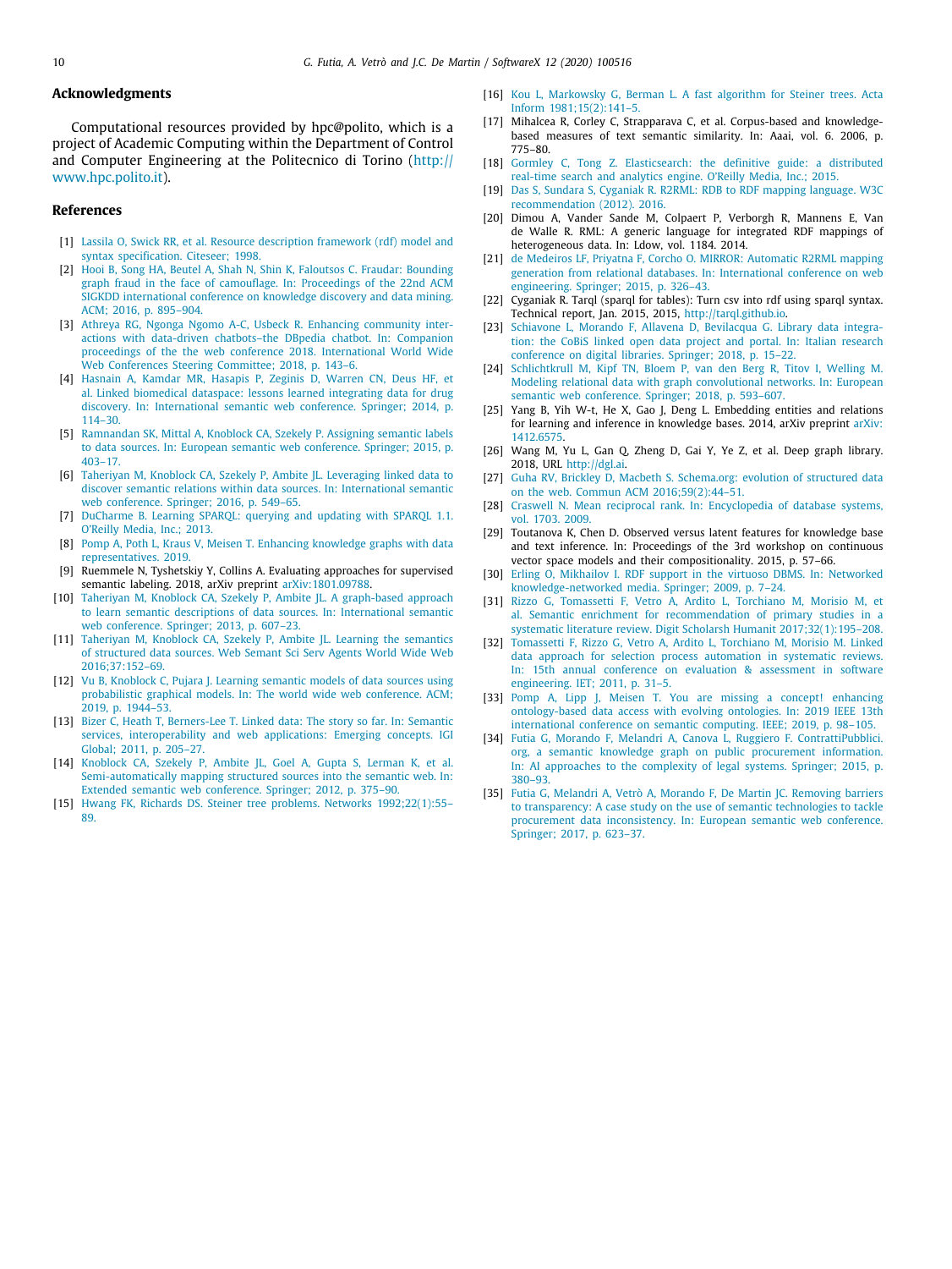## Acknowledgments

Computational resources provided by hpc@polito, which is a project of Academic Computing within the Department of Control and Computer Engineering at the Politecnico di Torino (http://www.hpc.polito.it).

## References

[1] Lassila O, Swick RR, et al. Resource description framework (rdf) model and syntax specification. Citeseer; 1998.

[2] Hooi B, Song HA, Beutel A, Shah N, Shin K, Faloutsos C. Fraudar: Bounding graph fraud in the face of camouflage. In: Proceedings of the 22nd ACM SIGKDD international conference on knowledge discovery and data mining. ACM; 2016, p. 895–904.

[3] Athreya RG, Ngonga Ngomo A-C, Usbeck R. Enhancing community interactions with data-driven chatbots–the DBpedia chatbot. In: Companion proceedings of the the web conference 2018. International World Wide Web Conferences Steering Committee; 2018, p. 143–6.

[4] Hasnain A, Kamdar MR, Hasapis P, Zeginis D, Warren CN, Deus HF, et al. Linked biomedical dataspace: lessons learned integrating data for drug discovery. In: International semantic web conference. Springer; 2014, p. 114–30.

[5] Ramnandan SK, Mittal A, Knoblock CA, Szekely P. Assigning semantic labels to data sources. In: European semantic web conference. Springer; 2015, p. 403–17.

[6] Taheriyan M, Knoblock CA, Szekely P, Ambite JL. Leveraging linked data to discover semantic relations within data sources. In: International semantic web conference. Springer; 2016, p. 549–65.

[7] DuCharme B. Learning SPARQL: querying and updating with SPARQL 1.1. O'Reilly Media, Inc.; 2013.

[8] Pomp A, Poth L, Kraus V, Meisen T. Enhancing knowledge graphs with data representatives. 2019.

[9] Ruemmele N, Tyshetskiy Y, Collins A. Evaluating approaches for supervised semantic labeling. 2018, arXiv preprint arXiv:1801.09788.

[10] Taheriyan M, Knoblock CA, Szekely P, Ambite JL. A graph-based approach to learn semantic descriptions of data sources. In: International semantic web conference. Springer; 2013, p. 607–23.

[11] Taheriyan M, Knoblock CA, Szekely P, Ambite JL. Learning the semantics of structured data sources. Web Semant Sci Serv Agents World Wide Web 2016;37:152–69.

[12] Vu B, Knoblock C, Pujara J. Learning semantic models of data sources using probabilistic graphical models. In: The world wide web conference. ACM; 2019, p. 1944–53.

[13] Bizer C, Heath T, Berners-Lee T. Linked data: The story so far. In: Semantic services, interoperability and web applications: Emerging concepts. IGI Global; 2011, p. 205–27.

[14] Knoblock CA, Szekely P, Ambite JL, Goel A, Gupta S, Lerman K, et al. Semi-automatically mapping structured sources into the semantic web. In: Extended semantic web conference. Springer; 2012, p. 375–90.

[15] Hwang FK, Richards DS. Steiner tree problems. Networks 1992;22(1):55–89.

[16] Kou L, Markowsky G, Berman L. A fast algorithm for Steiner trees. Acta Inform 1981;15(2):141–5.

[17] Mihalcea R, Corley C, Strapparava C, et al. Corpus-based and knowledge-based measures of text semantic similarity. In: Aaai, vol. 6. 2006, p. 775–80.

[18] Gormley C, Tong Z. Elasticsearch: the definitive guide: a distributed real-time search and analytics engine. O'Reilly Media, Inc.; 2015.

[19] Das S, Sundara S, Cyganiak R. R2RML: RDB to RDF mapping language. W3C recommendation (2012). 2016.

[20] Dimou A, Vander Sande M, Colpaert P, Verborgh R, Mannens E, Van de Walle R. RML: A generic language for integrated RDF mappings of heterogeneous data. In: Ldow, vol. 1184. 2014.

[21] de Medeiros LF, Priyatna F, Corcho O. MIRROR: Automatic R2RML mapping generation from relational databases. In: International conference on web engineering. Springer; 2015, p. 326–43.

[22] Cyganiak R. Tarql (sparql for tables): Turn csv into rdf using sparql syntax. Technical report, Jan. 2015, 2015, http://tarql.github.io.

[23] Schiavone L, Morando F, Allavena D, Bevilacqua G. Library data integration: the CoBiS linked open data project and portal. In: Italian research conference on digital libraries. Springer; 2018, p. 15–22.

[24] Schlichtkrull M, Kipf TN, Bloem P, van den Berg R, Titov I, Welling M. Modeling relational data with graph convolutional networks. In: European semantic web conference. Springer; 2018, p. 593–607.

[25] Yang B, Yih W-t, He X, Gao J, Deng L. Embedding entities and relations for learning and inference in knowledge bases. 2014, arXiv preprint arXiv:1412.6575.

[26] Wang M, Yu L, Gan Q, Zheng D, Gai Y, Ye Z, et al. Deep graph library. 2018, URL http://dgl.ai.

[27] Guha RV, Brickley D, Macbeth S. Schema.org: evolution of structured data on the web. Commun ACM 2016;59(2):44–51.

[28] Craswell N. Mean reciprocal rank. In: Encyclopedia of database systems, vol. 1703. 2009.

[29] Toutanova K, Chen D. Observed versus latent features for knowledge base and text inference. In: Proceedings of the 3rd workshop on continuous vector space models and their compositionality. 2015, p. 57–66.

[30] Erling O, Mikhailov I. RDF support in the virtuoso DBMS. In: Networked knowledge-networked media. Springer; 2009, p. 7–24.

[31] Rizzo G, Tomassetti F, Vetro A, Ardito L, Torchiano M, Morisio M, et al. Semantic enrichment for recommendation of primary studies in a systematic literature review. Digit Scholarsh Humanit 2017;32(1):195–208.

[32] Tomassetti F, Rizzo G, Vetro A, Ardito L, Torchiano M, Morisio M. Linked data approach for selection process automation in systematic reviews. In: 15th annual conference on evaluation & assessment in software engineering. IET; 2011, p. 31–5.

[33] Pomp A, Lipp J, Meisen T. You are missing a concept! enhancing ontology-based data access with evolving ontologies. In: 2019 IEEE 13th international conference on semantic computing. IEEE; 2019, p. 98–105.

[34] Futia G, Morando F, Melandri A, Canova L, Ruggiero F. ContrattiPubblici.org, a semantic knowledge graph on public procurement information. In: AI approaches to the complexity of legal systems. Springer; 2015, p. 380–93.

[35] Futia G, Melandri A, Vetrò A, Morando F, De Martin JC. Removing barriers to transparency: A case study on the use of semantic technologies to tackle procurement data inconsistency. In: European semantic web conference. Springer; 2017, p. 623–37.